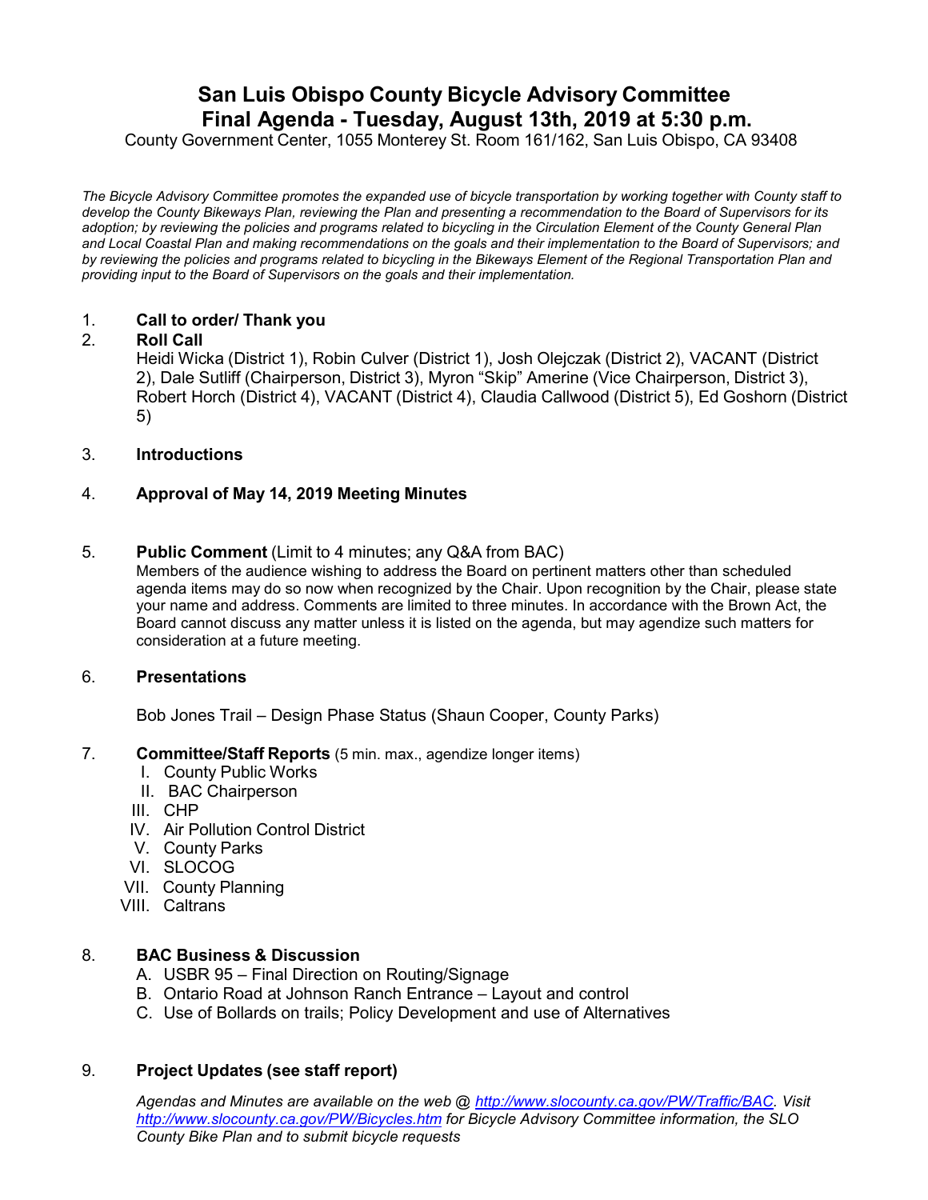# San Luis Obispo County Bicycle Advisory Committee
# Final Agenda - Tuesday, August 13th, 2019 at 5:30 p.m.

County Government Center, 1055 Monterey St. Room 161/162, San Luis Obispo, CA 93408

*The Bicycle Advisory Committee promotes the expanded use of bicycle transportation by working together with County staff to develop the County Bikeways Plan, reviewing the Plan and presenting a recommendation to the Board of Supervisors for its adoption; by reviewing the policies and programs related to bicycling in the Circulation Element of the County General Plan and Local Coastal Plan and making recommendations on the goals and their implementation to the Board of Supervisors; and by reviewing the policies and programs related to bicycling in the Bikeways Element of the Regional Transportation Plan and providing input to the Board of Supervisors on the goals and their implementation.*

1. **Call to order/ Thank you**
2. **Roll Call**
   Heidi Wicka (District 1), Robin Culver (District 1), Josh Olejczak (District 2), VACANT (District 2), Dale Sutliff (Chairperson, District 3), Myron "Skip" Amerine (Vice Chairperson, District 3), Robert Horch (District 4), VACANT (District 4), Claudia Callwood (District 5), Ed Goshorn (District 5)

3. **Introductions**

4. **Approval of May 14, 2019 Meeting Minutes**

5. **Public Comment** (Limit to 4 minutes; any Q&A from BAC)
   Members of the audience wishing to address the Board on pertinent matters other than scheduled agenda items may do so now when recognized by the Chair. Upon recognition by the Chair, please state your name and address. Comments are limited to three minutes. In accordance with the Brown Act, the Board cannot discuss any matter unless it is listed on the agenda, but may agendize such matters for consideration at a future meeting.

6. **Presentations**

   Bob Jones Trail – Design Phase Status (Shaun Cooper, County Parks)

7. **Committee/Staff Reports** (5 min. max., agendize longer items)
   I. County Public Works
   II. BAC Chairperson
   III. CHP
   IV. Air Pollution Control District
   V. County Parks
   VI. SLOCOG
   VII. County Planning
   VIII. Caltrans

8. **BAC Business & Discussion**
   A. USBR 95 – Final Direction on Routing/Signage
   B. Ontario Road at Johnson Ranch Entrance – Layout and control
   C. Use of Bollards on trails; Policy Development and use of Alternatives

9. **Project Updates (see staff report)**

   *Agendas and Minutes are available on the web @ http://www.slocounty.ca.gov/PW/Traffic/BAC. Visit http://www.slocounty.ca.gov/PW/Bicycles.htm for Bicycle Advisory Committee information, the SLO County Bike Plan and to submit bicycle requests*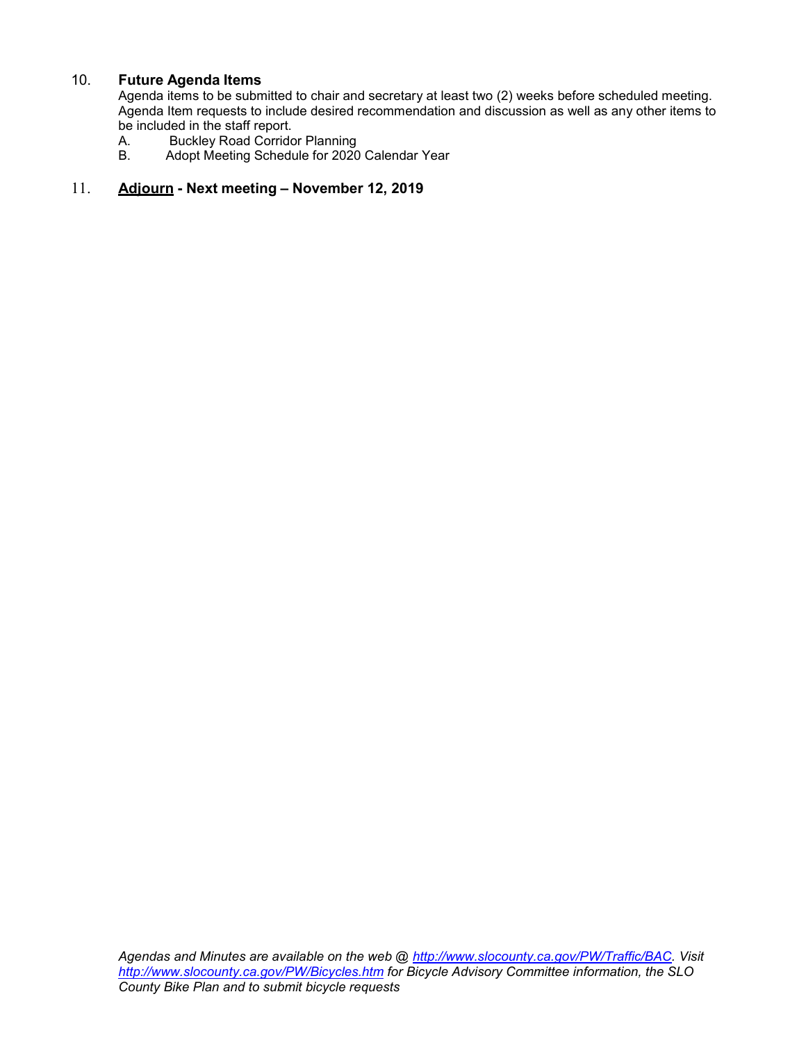10. **Future Agenda Items**

Agenda items to be submitted to chair and secretary at least two (2) weeks before scheduled meeting. Agenda Item requests to include desired recommendation and discussion as well as any other items to be included in the staff report.

A. Buckley Road Corridor Planning

B. Adopt Meeting Schedule for 2020 Calendar Year

11. **Adjourn - Next meeting – November 12, 2019**

*Agendas and Minutes are available on the web @ http://www.slocounty.ca.gov/PW/Traffic/BAC. Visit http://www.slocounty.ca.gov/PW/Bicycles.htm for Bicycle Advisory Committee information, the SLO County Bike Plan and to submit bicycle requests*